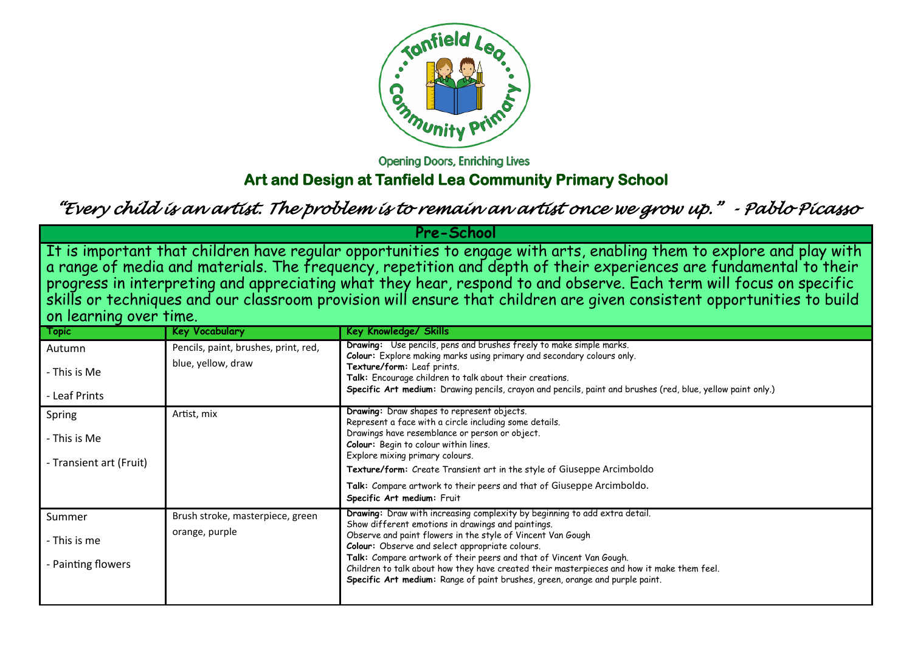Opening Doors, Enriching Lives

# Art and Design at Tanfield Lea Community Primary School

*"Every child is an artist. The problem is to remain an artist once we grow up." - Pablo Picasso*

## Pre-School

It is important that children have regular opportunities to engage with arts, enabling them to explore and play with a range of media and materials. The frequency, repetition and depth of their experiences are fundamental to their progress in interpreting and appreciating what they hear, respond to and observe. Each term will focus on specific skills or techniques and our classroom provision will ensure that children are given consistent opportunities to build on learning over time.

| Topic | Key Vocabulary | Key Knowledge/ Skills |
|---|---|---|
| Autumn<br>- This is Me<br>- Leaf Prints | Pencils, paint, brushes, print, red, blue, yellow, draw | **Drawing:** Use pencils, pens and brushes freely to make simple marks.<br>**Colour:** Explore making marks using primary and secondary colours only.<br>**Texture/form:** Leaf prints.<br>**Talk:** Encourage children to talk about their creations.<br>**Specific Art medium:** Drawing pencils, crayon and pencils, paint and brushes (red, blue, yellow paint only.) |
| Spring<br>- This is Me<br>- Transient art (Fruit) | Artist, mix | **Drawing:** Draw shapes to represent objects.<br>Represent a face with a circle including some details.<br>Drawings have resemblance or person or object.<br>**Colour:** Begin to colour within lines.<br>Explore mixing primary colours.<br>**Texture/form:** Create Transient art in the style of Giuseppe Arcimboldo<br>**Talk:** Compare artwork to their peers and that of Giuseppe Arcimboldo.<br>**Specific Art medium:** Fruit |
| Summer<br>- This is me<br>- Painting flowers | Brush stroke, masterpiece, green orange, purple | **Drawing:** Draw with increasing complexity by beginning to add extra detail.<br>Show different emotions in drawings and paintings.<br>Observe and paint flowers in the style of Vincent Van Gough<br>**Colour:** Observe and select appropriate colours.<br>**Talk:** Compare artwork of their peers and that of Vincent Van Gough.<br>Children to talk about how they have created their masterpieces and how it make them feel.<br>**Specific Art medium:** Range of paint brushes, green, orange and purple paint. |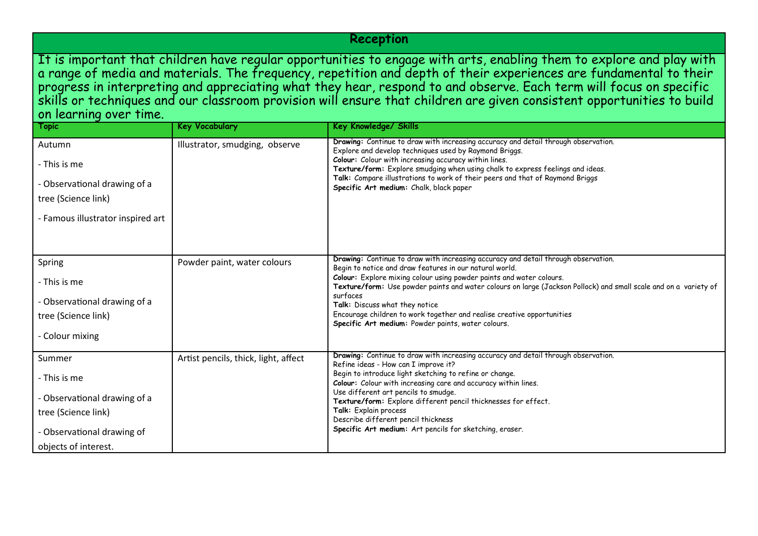# Reception

It is important that children have regular opportunities to engage with arts, enabling them to explore and play with a range of media and materials. The frequency, repetition and depth of their experiences are fundamental to their progress in interpreting and appreciating what they hear, respond to and observe. Each term will focus on specific skills or techniques and our classroom provision will ensure that children are given consistent opportunities to build on learning over time.

| Topic | Key Vocabulary | Key Knowledge/ Skills |
|---|---|---|
| Autumn<br>- This is me<br>- Observational drawing of a tree (Science link)<br>- Famous illustrator inspired art | Illustrator, smudging, observe | **Drawing:** Continue to draw with increasing accuracy and detail through observation.<br>Explore and develop techniques used by Raymond Briggs.<br>**Colour:** Colour with increasing accuracy within lines.<br>**Texture/form:** Explore smudging when using chalk to express feelings and ideas.<br>**Talk:** Compare illustrations to work of their peers and that of Raymond Briggs<br>**Specific Art medium:** Chalk, black paper |
| Spring<br>- This is me<br>- Observational drawing of a tree (Science link)<br>- Colour mixing | Powder paint, water colours | **Drawing:** Continue to draw with increasing accuracy and detail through observation.<br>Begin to notice and draw features in our natural world.<br>**Colour:** Explore mixing colour using powder paints and water colours.<br>**Texture/form:** Use powder paints and water colours on large (Jackson Pollock) and small scale and on a variety of surfaces<br>**Talk:** Discuss what they notice<br>Encourage children to work together and realise creative opportunities<br>**Specific Art medium:** Powder paints, water colours. |
| Summer<br>- This is me<br>- Observational drawing of a tree (Science link)<br>- Observational drawing of objects of interest. | Artist pencils, thick, light, affect | **Drawing:** Continue to draw with increasing accuracy and detail through observation.<br>Refine ideas - How can I improve it?<br>Begin to introduce light sketching to refine or change.<br>**Colour:** Colour with increasing care and accuracy within lines.<br>Use different art pencils to smudge.<br>**Texture/form:** Explore different pencil thicknesses for effect.<br>**Talk:** Explain process<br>Describe different pencil thickness<br>**Specific Art medium:** Art pencils for sketching, eraser. |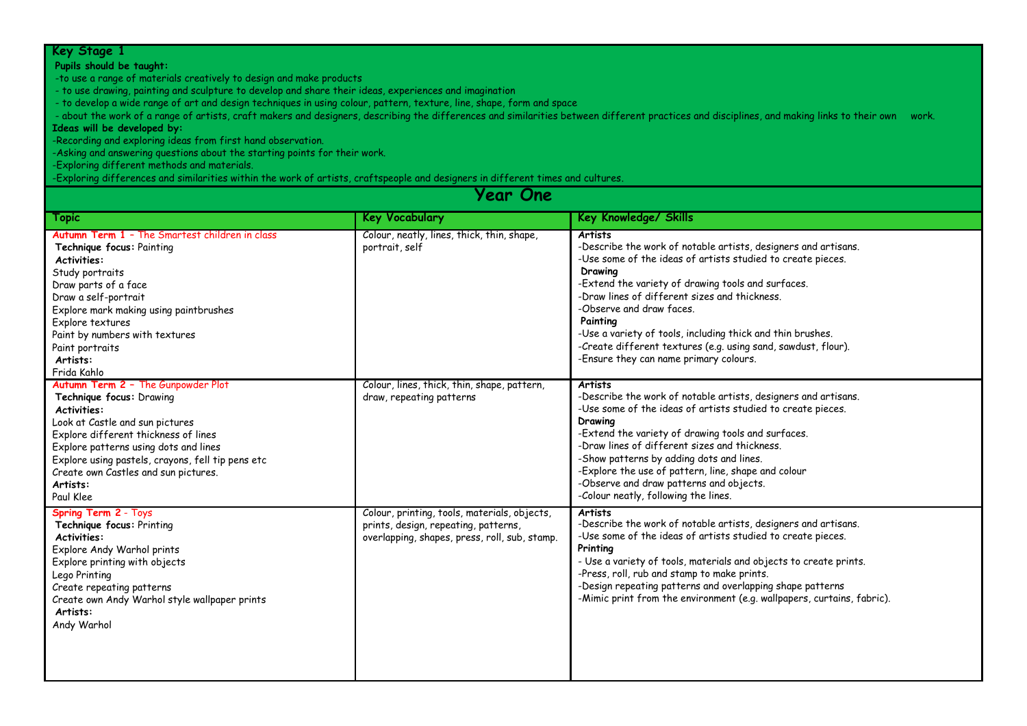## Key Stage 1

**Pupils should be taught:**

- to use a range of materials creatively to design and make products
- to use drawing, painting and sculpture to develop and share their ideas, experiences and imagination
- to develop a wide range of art and design techniques in using colour, pattern, texture, line, shape, form and space
- about the work of a range of artists, craft makers and designers, describing the differences and similarities between different practices and disciplines, and making links to their own work.

**Ideas will be developed by:**

- Recording and exploring ideas from first hand observation.
- Asking and answering questions about the starting points for their work.
- Exploring different methods and materials.
- Exploring differences and similarities within the work of artists, craftspeople and designers in different times and cultures.

## Year One

| Topic | Key Vocabulary | Key Knowledge/ Skills |
|---|---|---|
| **Autumn Term 1 –** The Smartest children in class<br>**Technique focus:** Painting<br>**Activities:**<br>Study portraits<br>Draw parts of a face<br>Draw a self-portrait<br>Explore mark making using paintbrushes<br>Explore textures<br>Paint by numbers with textures<br>Paint portraits<br>**Artists:**<br>Frida Kahlo | Colour, neatly, lines, thick, thin, shape, portrait, self | **Artists**<br>-Describe the work of notable artists, designers and artisans.<br>-Use some of the ideas of artists studied to create pieces.<br>**Drawing**<br>-Extend the variety of drawing tools and surfaces.<br>-Draw lines of different sizes and thickness.<br>-Observe and draw faces.<br>**Painting**<br>-Use a variety of tools, including thick and thin brushes.<br>-Create different textures (e.g. using sand, sawdust, flour).<br>-Ensure they can name primary colours. |
| **Autumn Term 2 –** The Gunpowder Plot<br>**Technique focus:** Drawing<br>**Activities:**<br>Look at Castle and sun pictures<br>Explore different thickness of lines<br>Explore patterns using dots and lines<br>Explore using pastels, crayons, fell tip pens etc<br>Create own Castles and sun pictures.<br>**Artists:**<br>Paul Klee | Colour, lines, thick, thin, shape, pattern, draw, repeating patterns | **Artists**<br>-Describe the work of notable artists, designers and artisans.<br>-Use some of the ideas of artists studied to create pieces.<br>**Drawing**<br>-Extend the variety of drawing tools and surfaces.<br>-Draw lines of different sizes and thickness.<br>-Show patterns by adding dots and lines.<br>-Explore the use of pattern, line, shape and colour<br>-Observe and draw patterns and objects.<br>-Colour neatly, following the lines. |
| **Spring Term 2** - Toys<br>**Technique focus:** Printing<br>**Activities:**<br>Explore Andy Warhol prints<br>Explore printing with objects<br>Lego Printing<br>Create repeating patterns<br>Create own Andy Warhol style wallpaper prints<br>**Artists:**<br>Andy Warhol | Colour, printing, tools, materials, objects, prints, design, repeating, patterns, overlapping, shapes, press, roll, sub, stamp. | **Artists**<br>-Describe the work of notable artists, designers and artisans.<br>-Use some of the ideas of artists studied to create pieces.<br>**Printing**<br>- Use a variety of tools, materials and objects to create prints.<br>-Press, roll, rub and stamp to make prints.<br>-Design repeating patterns and overlapping shape patterns<br>-Mimic print from the environment (e.g. wallpapers, curtains, fabric). |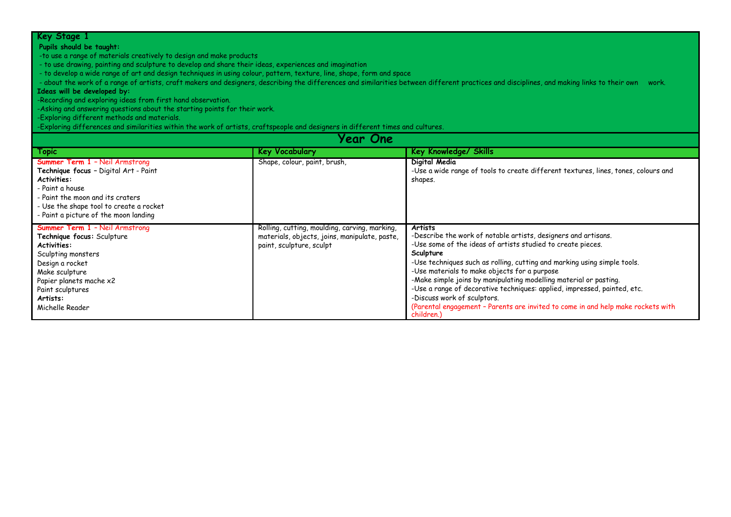## Key Stage 1

**Pupils should be taught:**

-to use a range of materials creatively to design and make products

- to use drawing, painting and sculpture to develop and share their ideas, experiences and imagination
- to develop a wide range of art and design techniques in using colour, pattern, texture, line, shape, form and space
- about the work of a range of artists, craft makers and designers, describing the differences and similarities between different practices and disciplines, and making links to their own work.

**Ideas will be developed by:**

-Recording and exploring ideas from first hand observation.

-Asking and answering questions about the starting points for their work.

-Exploring different methods and materials.

-Exploring differences and similarities within the work of artists, craftspeople and designers in different times and cultures.

## Year One

| Topic | Key Vocabulary | Key Knowledge/ Skills |
|---|---|---|
| **Summer Term 1** – Neil Armstrong<br>**Technique focus** – Digital Art - Paint<br>**Activities:**<br>- Paint a house<br>- Paint the moon and its craters<br>- Use the shape tool to create a rocket<br>- Paint a picture of the moon landing | Shape, colour, paint, brush, | **Digital Media**<br>-Use a wide range of tools to create different textures, lines, tones, colours and shapes. |
| **Summer Term 1** – Neil Armstrong<br>**Technique focus:** Sculpture<br>**Activities:**<br>Sculpting monsters<br>Design a rocket<br>Make sculpture<br>Papier planets mache x2<br>Paint sculptures<br>**Artists:**<br>Michelle Reader | Rolling, cutting, moulding, carving, marking, materials, objects, joins, manipulate, paste, paint, sculpture, sculpt | **Artists**<br>-Describe the work of notable artists, designers and artisans.<br>-Use some of the ideas of artists studied to create pieces.<br>**Sculpture**<br>-Use techniques such as rolling, cutting and marking using simple tools.<br>-Use materials to make objects for a purpose<br>-Make simple joins by manipulating modelling material or pasting.<br>-Use a range of decorative techniques: applied, impressed, painted, etc.<br>-Discuss work of sculptors.<br>(Parental engagement – Parents are invited to come in and help make rockets with children.) |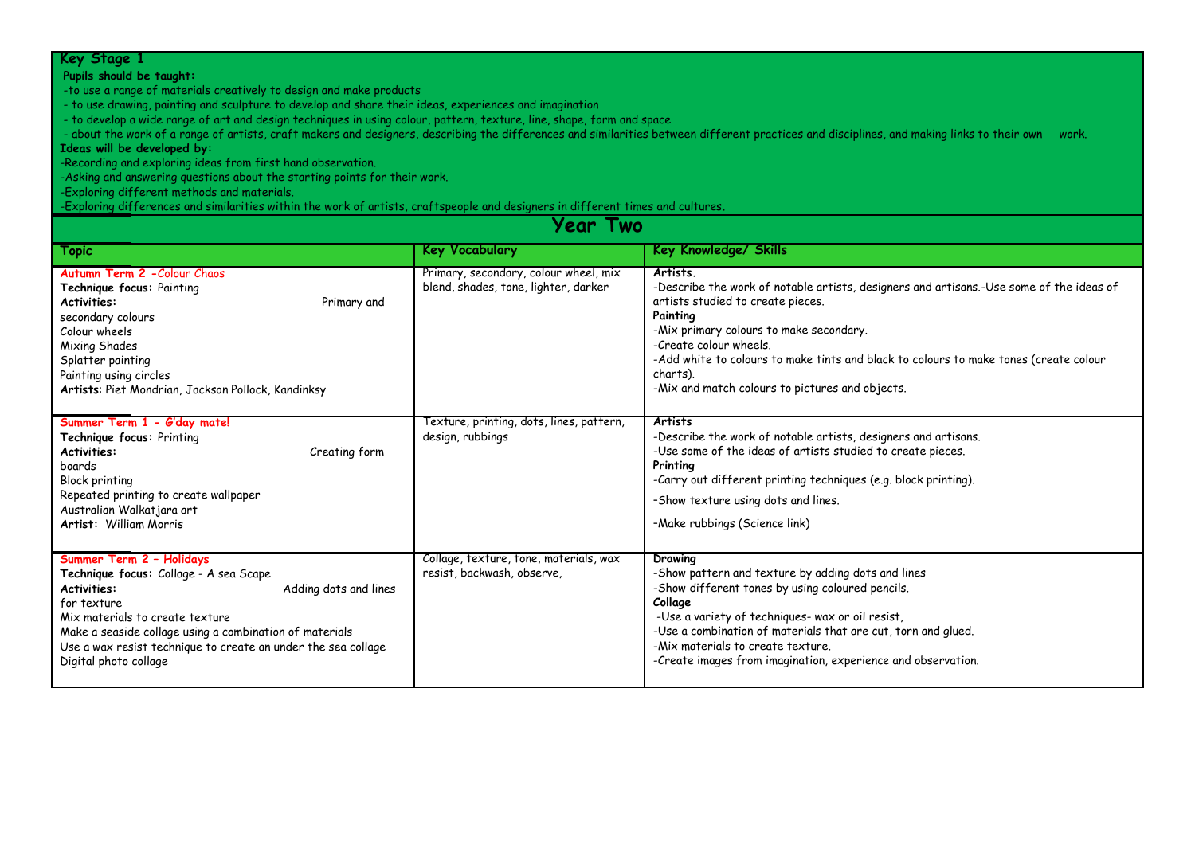**Key Stage 1**

**Pupils should be taught:**

- to use a range of materials creatively to design and make products
- to use drawing, painting and sculpture to develop and share their ideas, experiences and imagination
- to develop a wide range of art and design techniques in using colour, pattern, texture, line, shape, form and space
- about the work of a range of artists, craft makers and designers, describing the differences and similarities between different practices and disciplines, and making links to their own work.

**Ideas will be developed by:**

- Recording and exploring ideas from first hand observation.
- Asking and answering questions about the starting points for their work.
- Exploring different methods and materials.
- Exploring differences and similarities within the work of artists, craftspeople and designers in different times and cultures.

## Year Two

| Topic | Key Vocabulary | Key Knowledge/ Skills |
|---|---|---|
| **Autumn Term 2 -Colour Chaos**<br>**Technique focus:** Painting<br>**Activities:** Primary and secondary colours<br>Colour wheels<br>Mixing Shades<br>Splatter painting<br>Painting using circles<br>**Artists**: Piet Mondrian, Jackson Pollock, Kandinksy | Primary, secondary, colour wheel, mix blend, shades, tone, lighter, darker | **Artists.**<br>-Describe the work of notable artists, designers and artisans.-Use some of the ideas of artists studied to create pieces.<br>**Painting**<br>-Mix primary colours to make secondary.<br>-Create colour wheels.<br>-Add white to colours to make tints and black to colours to make tones (create colour charts).<br>-Mix and match colours to pictures and objects. |
| **Summer Term 1 - G'day mate!**<br>**Technique focus:** Printing<br>**Activities:** Creating form boards<br>Block printing<br>Repeated printing to create wallpaper<br>Australian Walkatjara art<br>**Artist:** William Morris | Texture, printing, dots, lines, pattern, design, rubbings | **Artists**<br>-Describe the work of notable artists, designers and artisans.<br>-Use some of the ideas of artists studied to create pieces.<br>**Printing**<br>-Carry out different printing techniques (e.g. block printing).<br>-Show texture using dots and lines.<br>-Make rubbings (Science link) |
| **Summer Term 2 - Holidays**<br>**Technique focus:** Collage - A sea Scape<br>**Activities:** Adding dots and lines for texture<br>Mix materials to create texture<br>Make a seaside collage using a combination of materials<br>Use a wax resist technique to create an under the sea collage<br>Digital photo collage | Collage, texture, tone, materials, wax resist, backwash, observe, | **Drawing**<br>-Show pattern and texture by adding dots and lines<br>-Show different tones by using coloured pencils.<br>**Collage**<br>-Use a variety of techniques- wax or oil resist,<br>-Use a combination of materials that are cut, torn and glued.<br>-Mix materials to create texture.<br>-Create images from imagination, experience and observation. |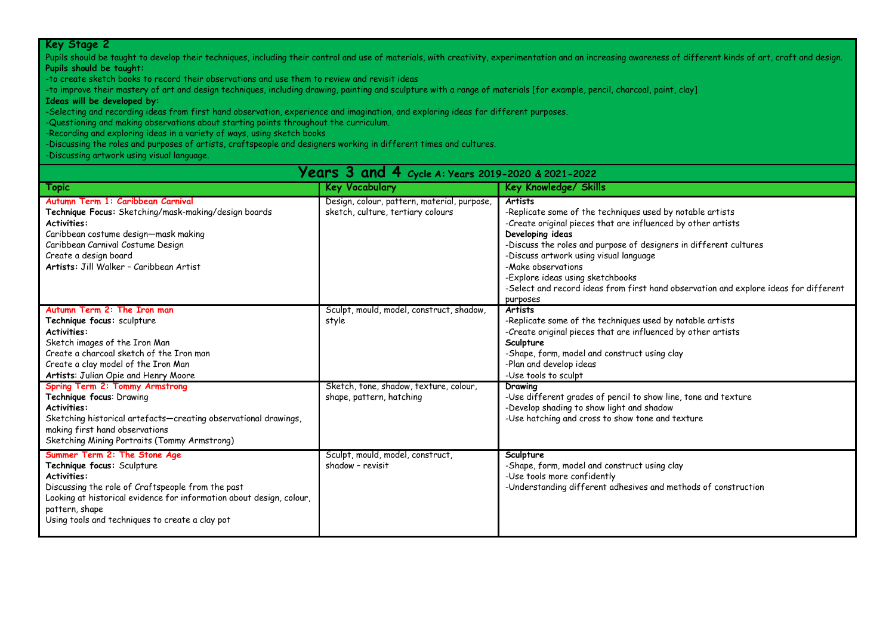## Key Stage 2

Pupils should be taught to develop their techniques, including their control and use of materials, with creativity, experimentation and an increasing awareness of different kinds of art, craft and design.

**Pupils should be taught:**

-to create sketch books to record their observations and use them to review and revisit ideas

-to improve their mastery of art and design techniques, including drawing, painting and sculpture with a range of materials [for example, pencil, charcoal, paint, clay]

**Ideas will be developed by:**

-Selecting and recording ideas from first hand observation, experience and imagination, and exploring ideas for different purposes.

-Questioning and making observations about starting points throughout the curriculum.

-Recording and exploring ideas in a variety of ways, using sketch books

-Discussing the roles and purposes of artists, craftspeople and designers working in different times and cultures.

-Discussing artwork using visual language.

## Years 3 and 4 Cycle A: Years 2019-2020 & 2021-2022

| Topic | Key Vocabulary | Key Knowledge/ Skills |
|---|---|---|
| **Autumn Term 1: Caribbean Carnival**<br>**Technique Focus:** Sketching/mask-making/design boards<br>**Activities:**<br>Caribbean costume design—mask making<br>Caribbean Carnival Costume Design<br>Create a design board<br>**Artists:** Jill Walker – Caribbean Artist | Design, colour, pattern, material, purpose, sketch, culture, tertiary colours | **Artists**<br>-Replicate some of the techniques used by notable artists<br>-Create original pieces that are influenced by other artists<br>**Developing ideas**<br>-Discuss the roles and purpose of designers in different cultures<br>-Discuss artwork using visual language<br>-Make observations<br>-Explore ideas using sketchbooks<br>-Select and record ideas from first hand observation and explore ideas for different purposes |
| **Autumn Term 2: The Iron man**<br>**Technique focus:** sculpture<br>**Activities:**<br>Sketch images of the Iron Man<br>Create a charcoal sketch of the Iron man<br>Create a clay model of the Iron Man<br>**Artists:** Julian Opie and Henry Moore | Sculpt, mould, model, construct, shadow, style | **Artists**<br>-Replicate some of the techniques used by notable artists<br>-Create original pieces that are influenced by other artists<br>**Sculpture**<br>-Shape, form, model and construct using clay<br>-Plan and develop ideas<br>-Use tools to sculpt |
| **Spring Term 2: Tommy Armstrong**<br>**Technique focus:** Drawing<br>**Activities:**<br>Sketching historical artefacts—creating observational drawings, making first hand observations<br>Sketching Mining Portraits (Tommy Armstrong) | Sketch, tone, shadow, texture, colour, shape, pattern, hatching | **Drawing**<br>-Use different grades of pencil to show line, tone and texture<br>-Develop shading to show light and shadow<br>-Use hatching and cross to show tone and texture |
| **Summer Term 2: The Stone Age**<br>**Technique focus:** Sculpture<br>**Activities:**<br>Discussing the role of Craftspeople from the past<br>Looking at historical evidence for information about design, colour, pattern, shape<br>Using tools and techniques to create a clay pot | Sculpt, mould, model, construct, shadow – revisit | **Sculpture**<br>-Shape, form, model and construct using clay<br>-Use tools more confidently<br>-Understanding different adhesives and methods of construction |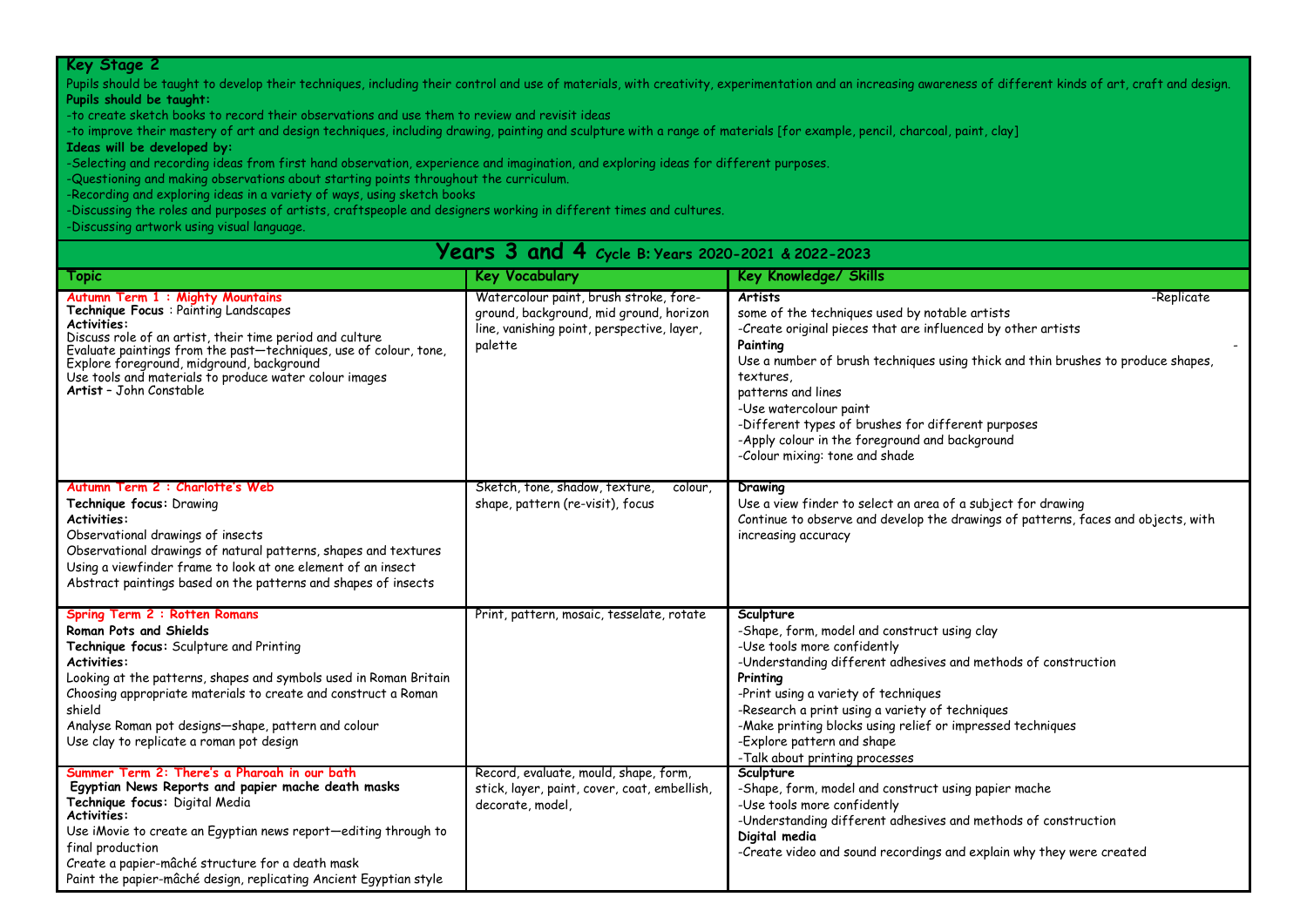## Key Stage 2

Pupils should be taught to develop their techniques, including their control and use of materials, with creativity, experimentation and an increasing awareness of different kinds of art, craft and design.

**Pupils should be taught:**

-to create sketch books to record their observations and use them to review and revisit ideas

-to improve their mastery of art and design techniques, including drawing, painting and sculpture with a range of materials [for example, pencil, charcoal, paint, clay]

**Ideas will be developed by:**

-Selecting and recording ideas from first hand observation, experience and imagination, and exploring ideas for different purposes.

-Questioning and making observations about starting points throughout the curriculum.

-Recording and exploring ideas in a variety of ways, using sketch books

-Discussing the roles and purposes of artists, craftspeople and designers working in different times and cultures.

-Discussing artwork using visual language.

## Years 3 and 4 Cycle B: Years 2020-2021 & 2022-2023

| Topic | Key Vocabulary | Key Knowledge/ Skills |
|---|---|---|
| **Autumn Term 1 : Mighty Mountains**<br>**Technique Focus** : Painting Landscapes<br>**Activities:**<br>Discuss role of an artist, their time period and culture<br>Evaluate paintings from the past—techniques, use of colour, tone,<br>Explore foreground, midground, background<br>Use tools and materials to produce water colour images<br>**Artist** – John Constable | Watercolour paint, brush stroke, fore-ground, background, mid ground, horizon line, vanishing point, perspective, layer, palette | **Artists** -Replicate some of the techniques used by notable artists<br>-Create original pieces that are influenced by other artists<br>**Painting** -<br>Use a number of brush techniques using thick and thin brushes to produce shapes, textures,<br>patterns and lines<br>-Use watercolour paint<br>-Different types of brushes for different purposes<br>-Apply colour in the foreground and background<br>-Colour mixing: tone and shade |
| **Autumn Term 2 : Charlotte's Web**<br>**Technique focus:** Drawing<br>**Activities:**<br>Observational drawings of insects<br>Observational drawings of natural patterns, shapes and textures<br>Using a viewfinder frame to look at one element of an insect<br>Abstract paintings based on the patterns and shapes of insects | Sketch, tone, shadow, texture, colour, shape, pattern (re-visit), focus | **Drawing**<br>Use a view finder to select an area of a subject for drawing<br>Continue to observe and develop the drawings of patterns, faces and objects, with increasing accuracy |
| **Spring Term 2 : Rotten Romans**<br>**Roman Pots and Shields**<br>**Technique focus:** Sculpture and Printing<br>**Activities:**<br>Looking at the patterns, shapes and symbols used in Roman Britain<br>Choosing appropriate materials to create and construct a Roman shield<br>Analyse Roman pot designs—shape, pattern and colour<br>Use clay to replicate a roman pot design | Print, pattern, mosaic, tesselate, rotate | **Sculpture**<br>-Shape, form, model and construct using clay<br>-Use tools more confidently<br>-Understanding different adhesives and methods of construction<br>**Printing**<br>-Print using a variety of techniques<br>-Research a print using a variety of techniques<br>-Make printing blocks using relief or impressed techniques<br>-Explore pattern and shape<br>-Talk about printing processes |
| **Summer Term 2: There's a Pharoah in our bath**<br>**Egyptian News Reports and papier mache death masks**<br>**Technique focus:** Digital Media<br>**Activities:**<br>Use iMovie to create an Egyptian news report—editing through to final production<br>Create a papier-mâché structure for a death mask<br>Paint the papier-mâché design, replicating Ancient Egyptian style | Record, evaluate, mould, shape, form, stick, layer, paint, cover, coat, embellish, decorate, model, | **Sculpture**<br>-Shape, form, model and construct using papier mache<br>-Use tools more confidently<br>-Understanding different adhesives and methods of construction<br>**Digital media**<br>-Create video and sound recordings and explain why they were created |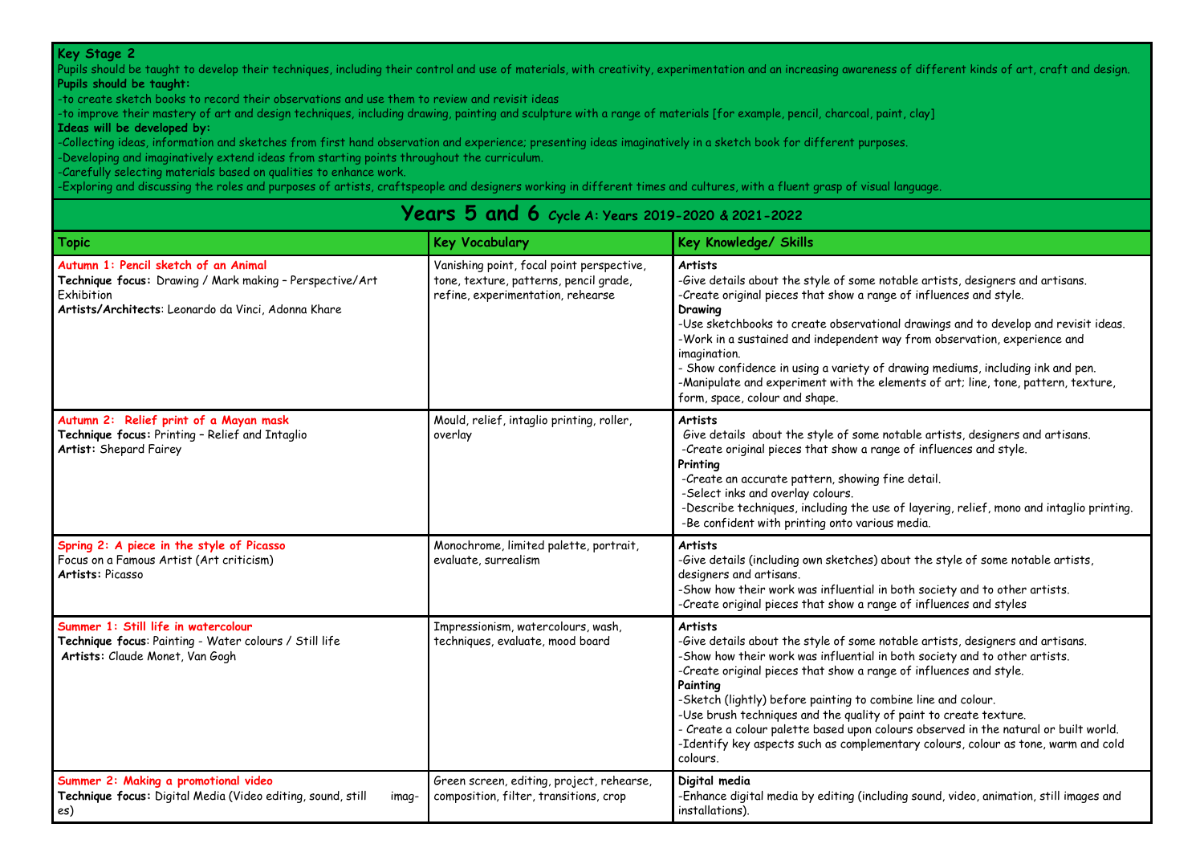**Key Stage 2**
Pupils should be taught to develop their techniques, including their control and use of materials, with creativity, experimentation and an increasing awareness of different kinds of art, craft and design.
**Pupils should be taught:**
-to create sketch books to record their observations and use them to review and revisit ideas
-to improve their mastery of art and design techniques, including drawing, painting and sculpture with a range of materials [for example, pencil, charcoal, paint, clay]
**Ideas will be developed by:**
-Collecting ideas, information and sketches from first hand observation and experience; presenting ideas imaginatively in a sketch book for different purposes.
-Developing and imaginatively extend ideas from starting points throughout the curriculum.
-Carefully selecting materials based on qualities to enhance work.
-Exploring and discussing the roles and purposes of artists, craftspeople and designers working in different times and cultures, with a fluent grasp of visual language.

## Years 5 and 6 Cycle A: Years 2019-2020 & 2021-2022

| Topic | Key Vocabulary | Key Knowledge/ Skills |
|---|---|---|
| **Autumn 1: Pencil sketch of an Animal**<br>**Technique focus:** Drawing / Mark making – Perspective/Art Exhibition<br>**Artists/Architects**: Leonardo da Vinci, Adonna Khare | Vanishing point, focal point perspective, tone, texture, patterns, pencil grade, refine, experimentation, rehearse | **Artists**<br>-Give details about the style of some notable artists, designers and artisans.<br>-Create original pieces that show a range of influences and style.<br>**Drawing**<br>-Use sketchbooks to create observational drawings and to develop and revisit ideas.<br>-Work in a sustained and independent way from observation, experience and imagination.<br>- Show confidence in using a variety of drawing mediums, including ink and pen.<br>-Manipulate and experiment with the elements of art; line, tone, pattern, texture, form, space, colour and shape. |
| **Autumn 2: Relief print of a Mayan mask**<br>**Technique focus:** Printing – Relief and Intaglio<br>**Artist:** Shepard Fairey | Mould, relief, intaglio printing, roller, overlay | **Artists**<br>Give details about the style of some notable artists, designers and artisans.<br>-Create original pieces that show a range of influences and style.<br>**Printing**<br>-Create an accurate pattern, showing fine detail.<br>-Select inks and overlay colours.<br>-Describe techniques, including the use of layering, relief, mono and intaglio printing.<br>-Be confident with printing onto various media. |
| **Spring 2: A piece in the style of Picasso**<br>Focus on a Famous Artist (Art criticism)<br>**Artists:** Picasso | Monochrome, limited palette, portrait, evaluate, surrealism | **Artists**<br>-Give details (including own sketches) about the style of some notable artists, designers and artisans.<br>-Show how their work was influential in both society and to other artists.<br>-Create original pieces that show a range of influences and styles |
| **Summer 1: Still life in watercolour**<br>**Technique focus**: Painting - Water colours / Still life<br>**Artists:** Claude Monet, Van Gogh | Impressionism, watercolours, wash, techniques, evaluate, mood board | **Artists**<br>-Give details about the style of some notable artists, designers and artisans.<br>-Show how their work was influential in both society and to other artists.<br>-Create original pieces that show a range of influences and style.<br>**Painting**<br>-Sketch (lightly) before painting to combine line and colour.<br>-Use brush techniques and the quality of paint to create texture.<br>- Create a colour palette based upon colours observed in the natural or built world.<br>-Identify key aspects such as complementary colours, colour as tone, warm and cold colours. |
| **Summer 2: Making a promotional video**<br>**Technique focus:** Digital Media (Video editing, sound, still images) | Green screen, editing, project, rehearse, composition, filter, transitions, crop | **Digital media**<br>-Enhance digital media by editing (including sound, video, animation, still images and installations). |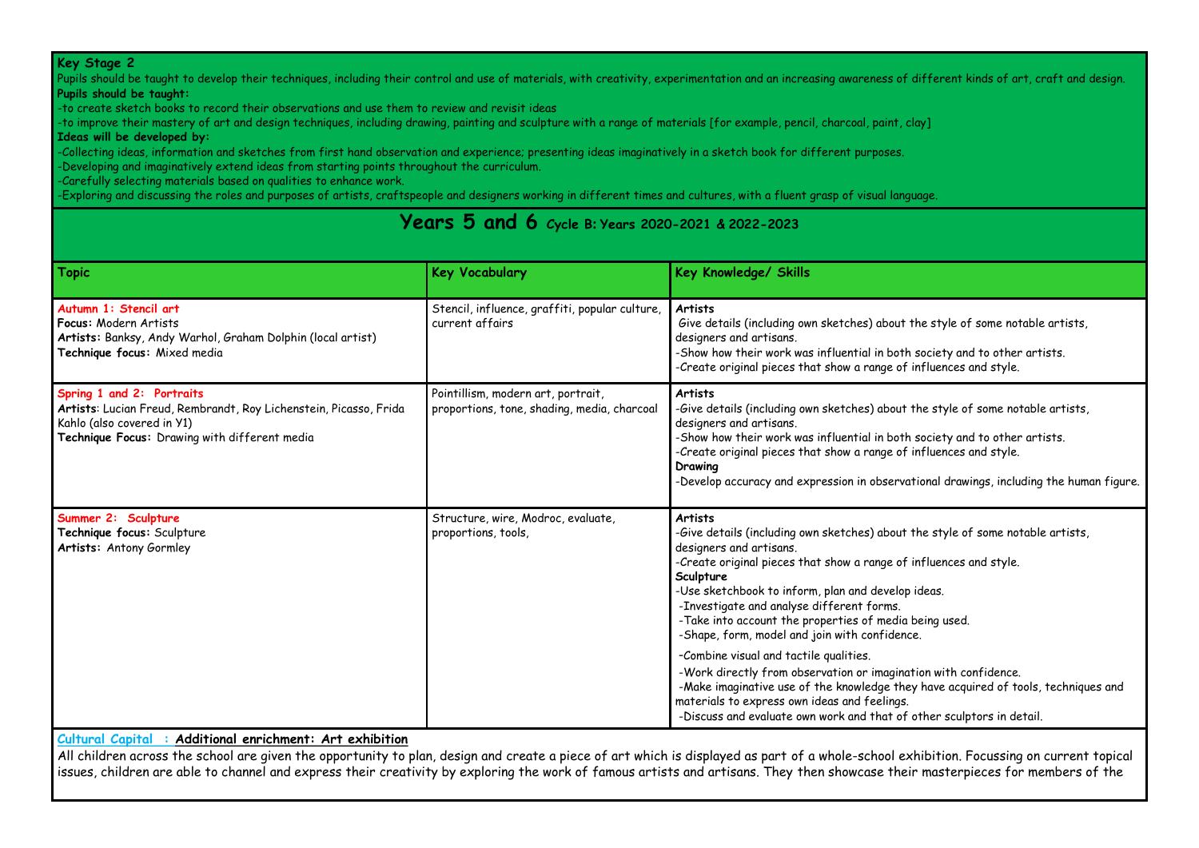**Key Stage 2**

Pupils should be taught to develop their techniques, including their control and use of materials, with creativity, experimentation and an increasing awareness of different kinds of art, craft and design.

**Pupils should be taught:**

-to create sketch books to record their observations and use them to review and revisit ideas

-to improve their mastery of art and design techniques, including drawing, painting and sculpture with a range of materials [for example, pencil, charcoal, paint, clay]

**Ideas will be developed by:**

-Collecting ideas, information and sketches from first hand observation and experience; presenting ideas imaginatively in a sketch book for different purposes.

-Developing and imaginatively extend ideas from starting points throughout the curriculum.

-Carefully selecting materials based on qualities to enhance work.

-Exploring and discussing the roles and purposes of artists, craftspeople and designers working in different times and cultures, with a fluent grasp of visual language.

## Years 5 and 6 Cycle B: Years 2020-2021 & 2022-2023

| Topic | Key Vocabulary | Key Knowledge/ Skills |
|---|---|---|
| **Autumn 1: Stencil art**<br>**Focus:** Modern Artists<br>**Artists:** Banksy, Andy Warhol, Graham Dolphin (local artist)<br>**Technique focus:** Mixed media | Stencil, influence, graffiti, popular culture, current affairs | **Artists**<br>Give details (including own sketches) about the style of some notable artists, designers and artisans.<br>-Show how their work was influential in both society and to other artists.<br>-Create original pieces that show a range of influences and style. |
| **Spring 1 and 2: Portraits**<br>**Artists**: Lucian Freud, Rembrandt, Roy Lichenstein, Picasso, Frida Kahlo (also covered in Y1)<br>**Technique Focus:** Drawing with different media | Pointillism, modern art, portrait, proportions, tone, shading, media, charcoal | **Artists**<br>-Give details (including own sketches) about the style of some notable artists, designers and artisans.<br>-Show how their work was influential in both society and to other artists.<br>-Create original pieces that show a range of influences and style.<br>**Drawing**<br>-Develop accuracy and expression in observational drawings, including the human figure. |
| **Summer 2: Sculpture**<br>**Technique focus:** Sculpture<br>**Artists:** Antony Gormley | Structure, wire, Modroc, evaluate, proportions, tools, | **Artists**<br>-Give details (including own sketches) about the style of some notable artists, designers and artisans.<br>-Create original pieces that show a range of influences and style.<br>**Sculpture**<br>-Use sketchbook to inform, plan and develop ideas.<br>-Investigate and analyse different forms.<br>-Take into account the properties of media being used.<br>-Shape, form, model and join with confidence.<br>-Combine visual and tactile qualities.<br>-Work directly from observation or imagination with confidence.<br>-Make imaginative use of the knowledge they have acquired of tools, techniques and materials to express own ideas and feelings.<br>-Discuss and evaluate own work and that of other sculptors in detail. |

Cultural Capital : **Additional enrichment: Art exhibition**

All children across the school are given the opportunity to plan, design and create a piece of art which is displayed as part of a whole-school exhibition. Focussing on current topical issues, children are able to channel and express their creativity by exploring the work of famous artists and artisans. They then showcase their masterpieces for members of the